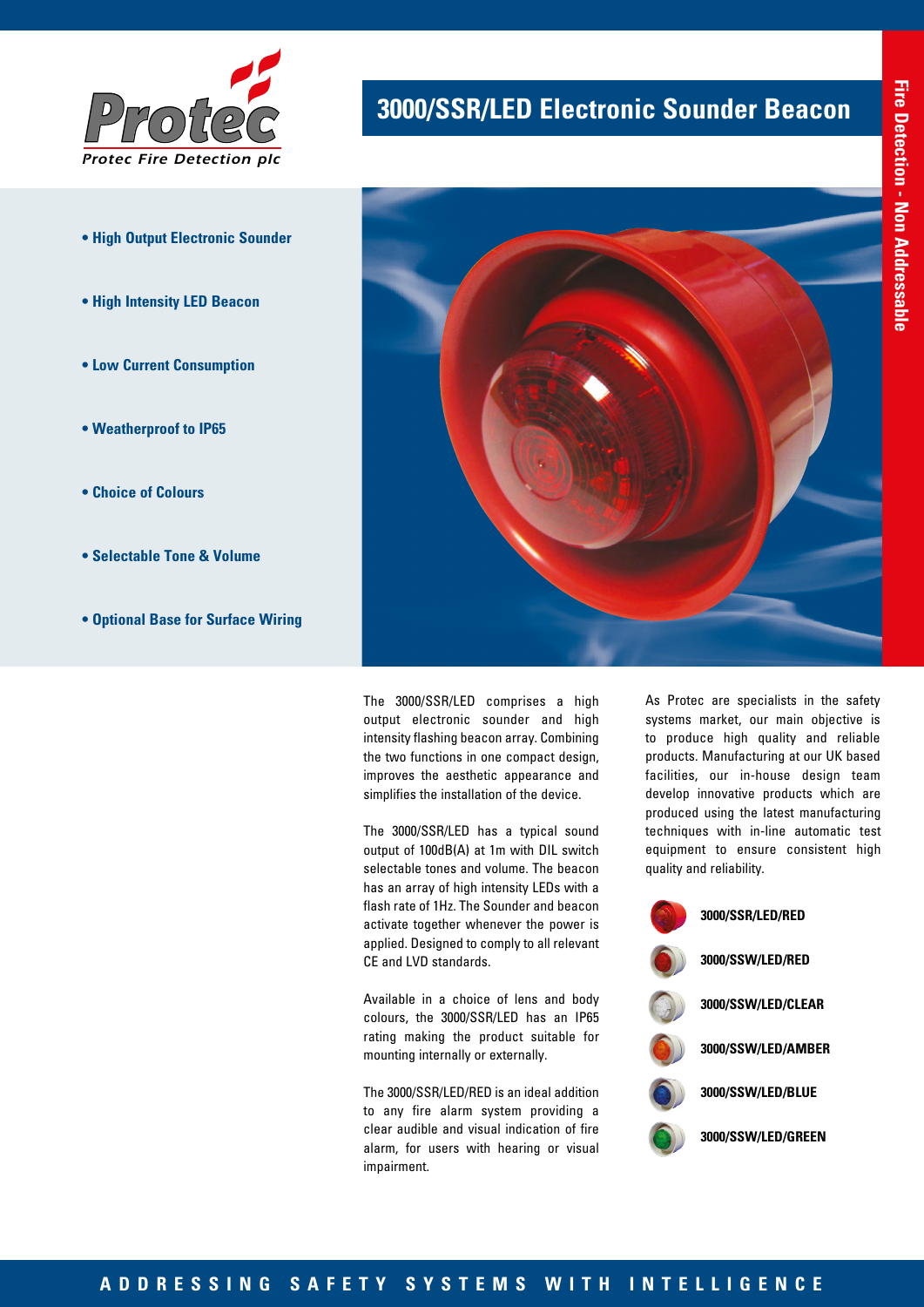Protec

Protec Fire Detection plc

# 3000/SSR/LED Electronic Sounder Beacon

Fire Detection - Non Addressable

- High Output Electronic Sounder
- High Intensity LED Beacon
- Low Current Consumption
- Weatherproof to IP65
- Choice of Colours
- Selectable Tone & Volume
- Optional Base for Surface Wiring

The 3000/SSR/LED comprises a high output electronic sounder and high intensity flashing beacon array. Combining the two functions in one compact design, improves the aesthetic appearance and simplifies the installation of the device.

The 3000/SSR/LED has a typical sound output of 100dB(A) at 1m with DIL switch selectable tones and volume. The beacon has an array of high intensity LEDs with a flash rate of 1Hz. The Sounder and beacon activate together whenever the power is applied. Designed to comply to all relevant CE and LVD standards.

Available in a choice of lens and body colours, the 3000/SSR/LED has an IP65 rating making the product suitable for mounting internally or externally.

The 3000/SSR/LED/RED is an ideal addition to any fire alarm system providing a clear audible and visual indication of fire alarm, for users with hearing or visual impairment.

As Protec are specialists in the safety systems market, our main objective is to produce high quality and reliable products. Manufacturing at our UK based facilities, our in-house design team develop innovative products which are produced using the latest manufacturing techniques with in-line automatic test equipment to ensure consistent high quality and reliability.

- **3000/SSR/LED/RED**
- **3000/SSW/LED/RED**
- **3000/SSW/LED/CLEAR**
- **3000/SSW/LED/AMBER**
- **3000/SSW/LED/BLUE**
- **3000/SSW/LED/GREEN**

ADDRESSING SAFETY SYSTEMS WITH INTELLIGENCE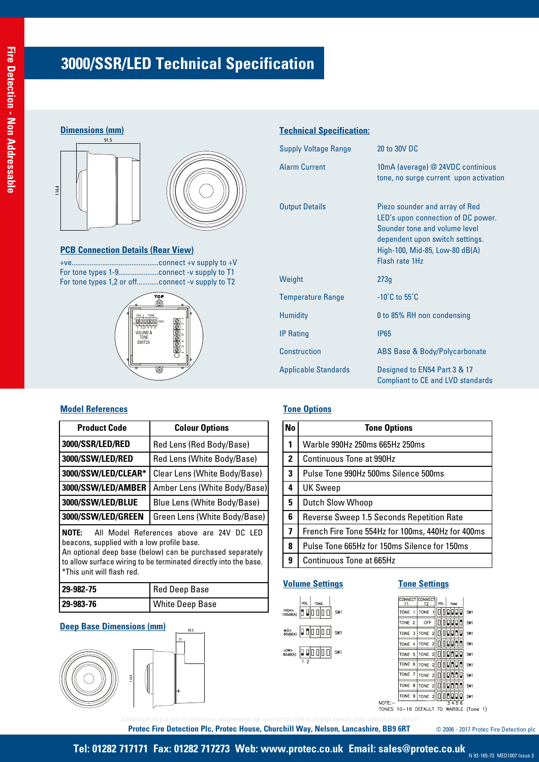# 3000/SSR/LED Technical Specification

## Dimensions (mm)

91.5

114.4

## PCB Connection Details (Rear View)

+ve................................................connect +v supply to +V
For tone types 1-9......................connect -v supply to T1
For tone types 1,2 or off............connect -v supply to T2

TOP

VOL TONE SW1

VOLUME & TONE SWITCH

T1 T2 +V

## Technical Specification:

| | |
|---|---|
| Supply Voltage Range | 20 to 30V DC |
| Alarm Current | 10mA (average) @ 24VDC continious tone, no surge current upon activation |
| Output Details | Piezo sounder and array of Red LED's upon connection of DC power. Sounder tone and volume level dependent upon switch settings. High-100, Mid-85, Low-80 dB(A) Flash rate 1Hz |
| Weight | 273g |
| Temperature Range | -10˚C to 55˚C |
| Humidity | 0 to 85% RH non condensing |
| IP Rating | IP65 |
| Construction | ABS Base & Body/Polycarbonate |
| Applicable Standards | Designed to EN54 Part 3 & 17 Compliant to CE and LVD standards |

## Model References

| Product Code | Colour Options |
|---|---|
| 3000/SSR/LED/RED | Red Lens (Red Body/Base) |
| 3000/SSW/LED/RED | Red Lens (White Body/Base) |
| 3000/SSW/LED/CLEAR* | Clear Lens (White Body/Base) |
| 3000/SSW/LED/AMBER | Amber Lens (White Body/Base) |
| 3000/SSW/LED/BLUE | Blue Lens (White Body/Base) |
| 3000/SSW/LED/GREEN | Green Lens (White Body/Base) |

**NOTE:** All Model References above are 24V DC LED beacons, supplied with a low profile base.
An optional deep base (below) can be purchased separately to allow surface wiring to be terminated directly into the base.
*This unit will flash red.

| | |
|---|---|
| 29-982-75 | Red Deep Base |
| 29-983-76 | White Deep Base |

## Deep Base Dimensions (mm)

55.5

17

114.4

## Tone Options

| No | Tone Options |
|---|---|
| 1 | Warble 990Hz 250ms 665Hz 250ms |
| 2 | Continuous Tone at 990Hz |
| 3 | Pulse Tone 990Hz 500ms Silence 500ms |
| 4 | UK Sweep |
| 5 | Dutch Slow Whoop |
| 6 | Reverse Sweep 1.5 Seconds Repetition Rate |
| 7 | French Fire Tone 554Hz for 100ms, 440Hz for 400ms |
| 8 | Pulse Tone 665Hz for 150ms Silence for 150ms |
| 9 | Continuous Tone at 665Hz |

## Volume Settings

VOL TONE

HIGH> 100dB(A) SW1

MID> 85dB(A) SW1

LOW> 80dB(A) SW1

1 2

## Tone Settings

| CONNECT T1 | CONNECT T2 | |
|---|---|---|
| TONE 1 | TONE 1 | SW1 |
| TONE 2 | OFF | SW1 |
| TONE 3 | TONE 2 | SW1 |
| TONE 4 | TONE 2 | SW1 |
| TONE 5 | TONE 2 | SW1 |
| TONE 6 | TONE 2 | SW1 |
| TONE 7 | TONE 2 | SW1 |
| TONE 8 | TONE 2 | SW1 |
| TONE 9 | TONE 2 | SW1 |

3 4 5 6

NOTE:- TONES 10-16 DEFAULT TO WARBLE (Tone 1)

Company Policy is one of continuous improvement, we reserve the right to change specification without prior notice

**Protec Fire Detection Plc, Protec House, Churchill Way, Nelson, Lancashire, BB9 6RT**

© 2006 - 2017 Protec Fire Detection plc

**Tel: 01282 717171 Fax: 01282 717273 Web: www.protec.co.uk Email: sales@protec.co.uk**

N 92-165-73 MED1007 Issue 3